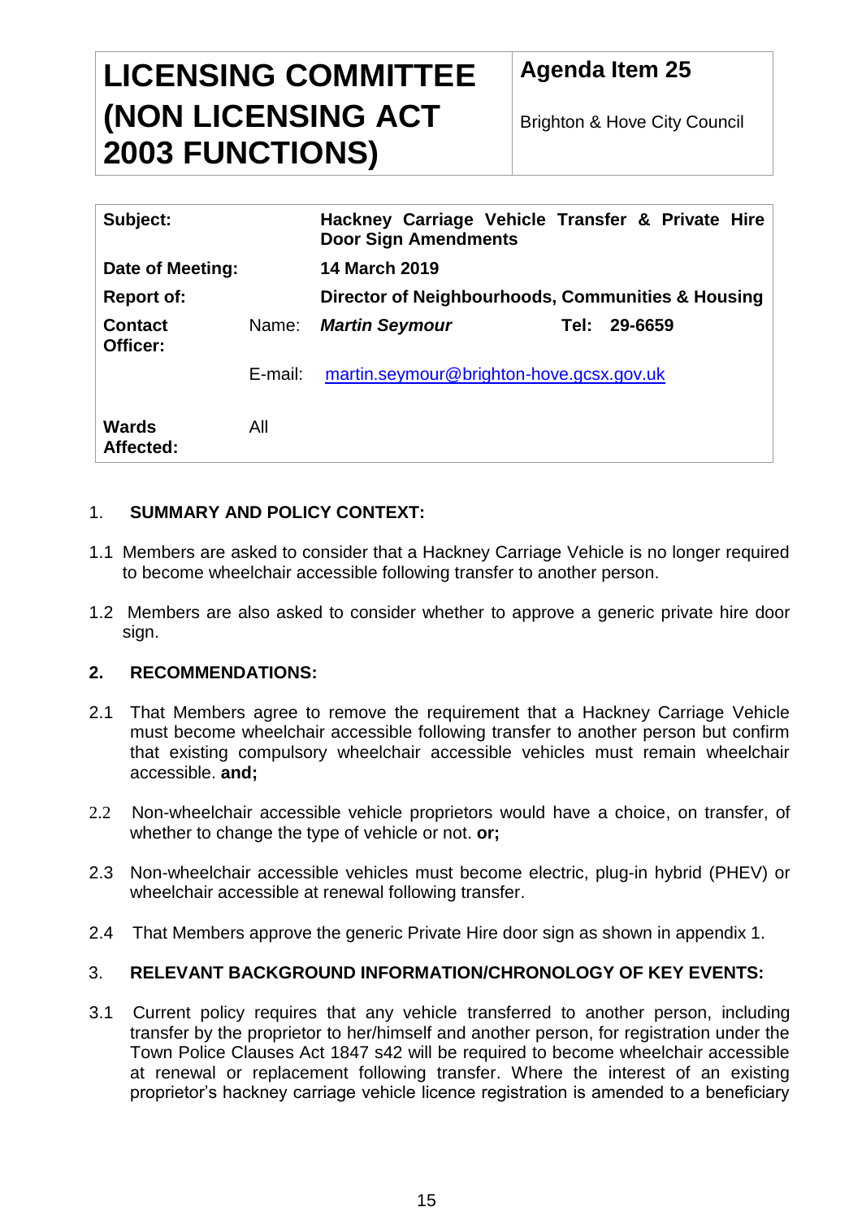# LICENSING COMMITTEE (NON LICENSING ACT 2003 FUNCTIONS)

## Agenda Item 25

Brighton & Hove City Council

| | | | |
|---|---|---|---|
| **Subject:** | | **Hackney Carriage Vehicle Transfer & Private Hire Door Sign Amendments** | |
| **Date of Meeting:** | | **14 March 2019** | |
| **Report of:** | | **Director of Neighbourhoods, Communities & Housing** | |
| **Contact Officer:** | Name: | ***Martin Seymour*** | **Tel: 29-6659** |
| | E-mail: | martin.seymour@brighton-hove.gcsx.gov.uk | |
| **Wards Affected:** | All | | |

### 1. SUMMARY AND POLICY CONTEXT:

1.1 Members are asked to consider that a Hackney Carriage Vehicle is no longer required to become wheelchair accessible following transfer to another person.

1.2 Members are also asked to consider whether to approve a generic private hire door sign.

### 2. RECOMMENDATIONS:

2.1 That Members agree to remove the requirement that a Hackney Carriage Vehicle must become wheelchair accessible following transfer to another person but confirm that existing compulsory wheelchair accessible vehicles must remain wheelchair accessible. **and;**

2.2 Non-wheelchair accessible vehicle proprietors would have a choice, on transfer, of whether to change the type of vehicle or not. **or;**

2.3 Non-wheelchair accessible vehicles must become electric, plug-in hybrid (PHEV) or wheelchair accessible at renewal following transfer.

2.4 That Members approve the generic Private Hire door sign as shown in appendix 1.

### 3. RELEVANT BACKGROUND INFORMATION/CHRONOLOGY OF KEY EVENTS:

3.1 Current policy requires that any vehicle transferred to another person, including transfer by the proprietor to her/himself and another person, for registration under the Town Police Clauses Act 1847 s42 will be required to become wheelchair accessible at renewal or replacement following transfer. Where the interest of an existing proprietor's hackney carriage vehicle licence registration is amended to a beneficiary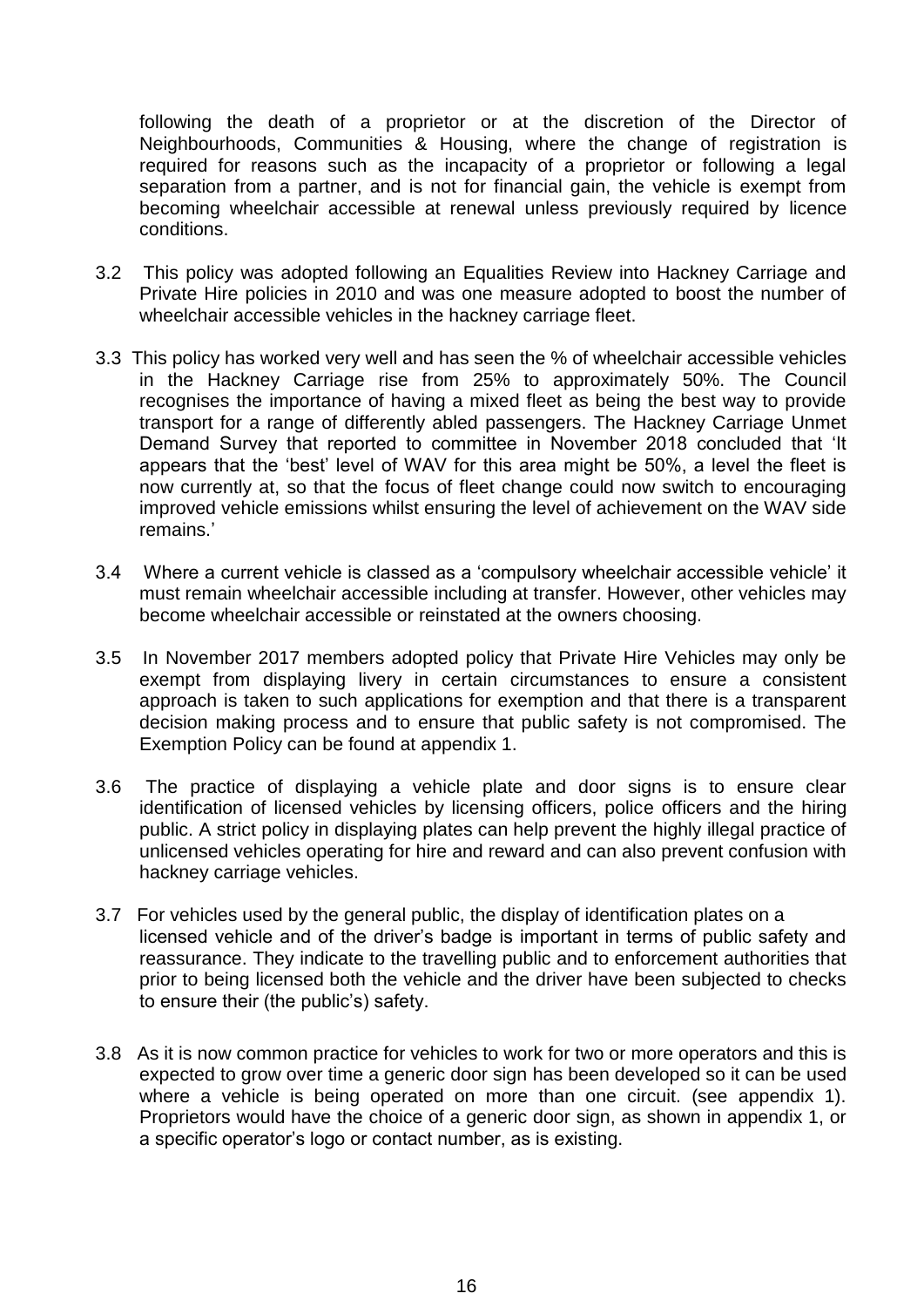following the death of a proprietor or at the discretion of the Director of Neighbourhoods, Communities & Housing, where the change of registration is required for reasons such as the incapacity of a proprietor or following a legal separation from a partner, and is not for financial gain, the vehicle is exempt from becoming wheelchair accessible at renewal unless previously required by licence conditions.

3.2 This policy was adopted following an Equalities Review into Hackney Carriage and Private Hire policies in 2010 and was one measure adopted to boost the number of wheelchair accessible vehicles in the hackney carriage fleet.

3.3 This policy has worked very well and has seen the % of wheelchair accessible vehicles in the Hackney Carriage rise from 25% to approximately 50%. The Council recognises the importance of having a mixed fleet as being the best way to provide transport for a range of differently abled passengers. The Hackney Carriage Unmet Demand Survey that reported to committee in November 2018 concluded that 'It appears that the 'best' level of WAV for this area might be 50%, a level the fleet is now currently at, so that the focus of fleet change could now switch to encouraging improved vehicle emissions whilst ensuring the level of achievement on the WAV side remains.'

3.4 Where a current vehicle is classed as a 'compulsory wheelchair accessible vehicle' it must remain wheelchair accessible including at transfer. However, other vehicles may become wheelchair accessible or reinstated at the owners choosing.

3.5 In November 2017 members adopted policy that Private Hire Vehicles may only be exempt from displaying livery in certain circumstances to ensure a consistent approach is taken to such applications for exemption and that there is a transparent decision making process and to ensure that public safety is not compromised. The Exemption Policy can be found at appendix 1.

3.6 The practice of displaying a vehicle plate and door signs is to ensure clear identification of licensed vehicles by licensing officers, police officers and the hiring public. A strict policy in displaying plates can help prevent the highly illegal practice of unlicensed vehicles operating for hire and reward and can also prevent confusion with hackney carriage vehicles.

3.7 For vehicles used by the general public, the display of identification plates on a licensed vehicle and of the driver's badge is important in terms of public safety and reassurance. They indicate to the travelling public and to enforcement authorities that prior to being licensed both the vehicle and the driver have been subjected to checks to ensure their (the public's) safety.

3.8 As it is now common practice for vehicles to work for two or more operators and this is expected to grow over time a generic door sign has been developed so it can be used where a vehicle is being operated on more than one circuit. (see appendix 1). Proprietors would have the choice of a generic door sign, as shown in appendix 1, or a specific operator's logo or contact number, as is existing.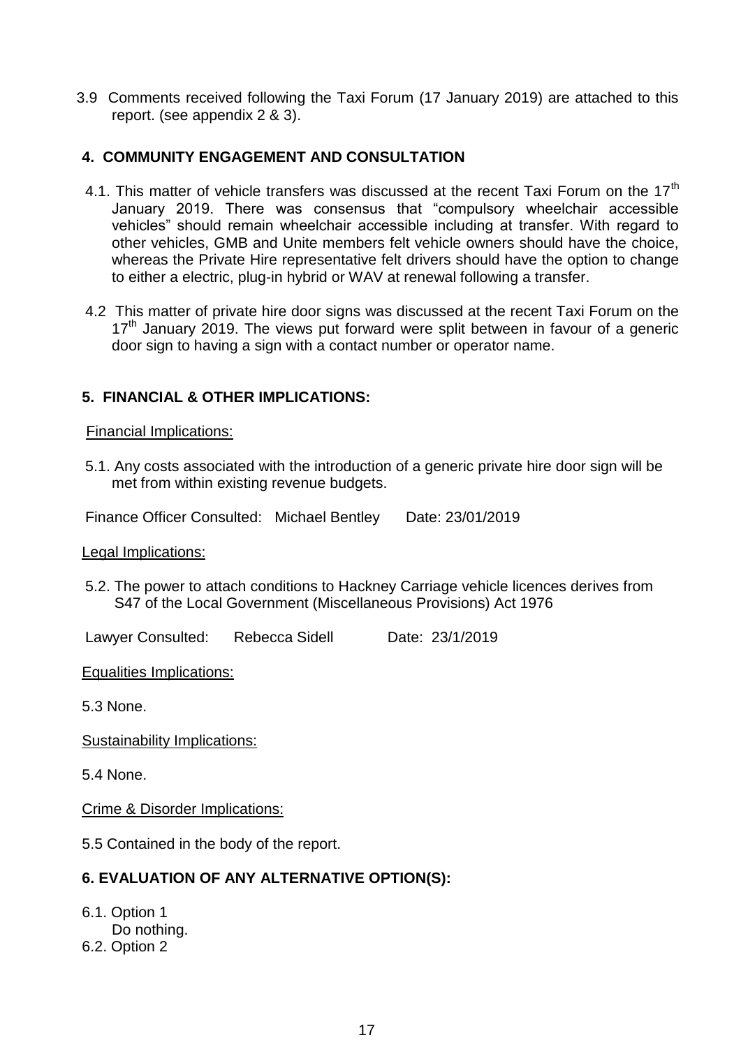3.9 Comments received following the Taxi Forum (17 January 2019) are attached to this report. (see appendix 2 & 3).

## 4. COMMUNITY ENGAGEMENT AND CONSULTATION

4.1. This matter of vehicle transfers was discussed at the recent Taxi Forum on the 17th January 2019. There was consensus that "compulsory wheelchair accessible vehicles" should remain wheelchair accessible including at transfer. With regard to other vehicles, GMB and Unite members felt vehicle owners should have the choice, whereas the Private Hire representative felt drivers should have the option to change to either a electric, plug-in hybrid or WAV at renewal following a transfer.

4.2 This matter of private hire door signs was discussed at the recent Taxi Forum on the 17th January 2019. The views put forward were split between in favour of a generic door sign to having a sign with a contact number or operator name.

## 5. FINANCIAL & OTHER IMPLICATIONS:

Financial Implications:

5.1. Any costs associated with the introduction of a generic private hire door sign will be met from within existing revenue budgets.

Finance Officer Consulted: Michael Bentley Date: 23/01/2019

Legal Implications:

5.2. The power to attach conditions to Hackney Carriage vehicle licences derives from S47 of the Local Government (Miscellaneous Provisions) Act 1976

Lawyer Consulted: Rebecca Sidell Date: 23/1/2019

Equalities Implications:

5.3 None.

Sustainability Implications:

5.4 None.

Crime & Disorder Implications:

5.5 Contained in the body of the report.

## 6. EVALUATION OF ANY ALTERNATIVE OPTION(S):

6.1. Option 1
Do nothing.

6.2. Option 2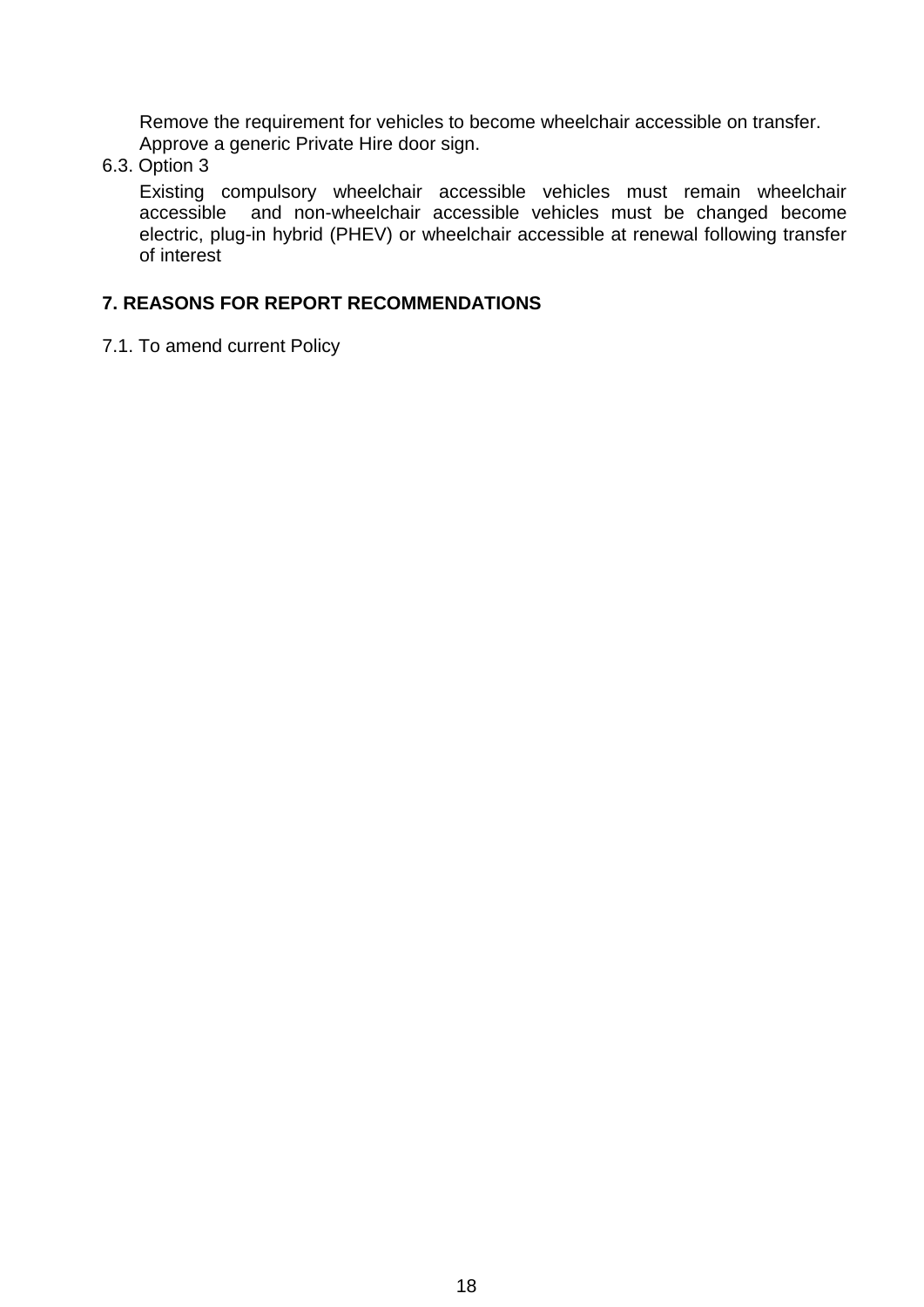Remove the requirement for vehicles to become wheelchair accessible on transfer.
Approve a generic Private Hire door sign.

6.3. Option 3

Existing compulsory wheelchair accessible vehicles must remain wheelchair accessible and non-wheelchair accessible vehicles must be changed become electric, plug-in hybrid (PHEV) or wheelchair accessible at renewal following transfer of interest

## 7. REASONS FOR REPORT RECOMMENDATIONS

7.1. To amend current Policy